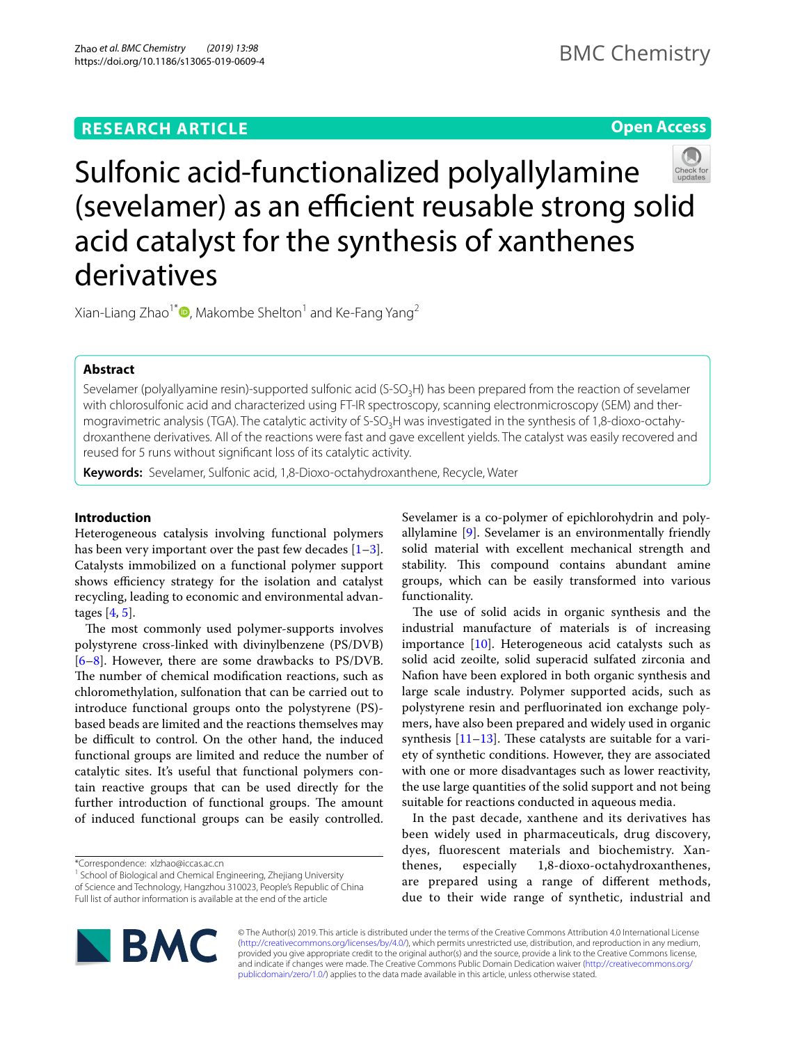RESEARCH ARTICLE

Open Access

# Sulfonic acid-functionalized polyallylamine (sevelamer) as an efficient reusable strong solid acid catalyst for the synthesis of xanthenes derivatives

Xian-Liang Zhao[1*], Makombe Shelton[1] and Ke-Fang Yang[2]

## Abstract

Sevelamer (polyallyamine resin)-supported sulfonic acid (S-$SO_3$H) has been prepared from the reaction of sevelamer with chlorosulfonic acid and characterized using FT-IR spectroscopy, scanning electronmicroscopy (SEM) and thermogravimetric analysis (TGA). The catalytic activity of S-$SO_3$H was investigated in the synthesis of 1,8-dioxo-octahydroxanthene derivatives. All of the reactions were fast and gave excellent yields. The catalyst was easily recovered and reused for 5 runs without significant loss of its catalytic activity.

**Keywords:** Sevelamer, Sulfonic acid, 1,8-Dioxo-octahydroxanthene, Recycle, Water

## Introduction

Heterogeneous catalysis involving functional polymers has been very important over the past few decades [1–3]. Catalysts immobilized on a functional polymer support shows efficiency strategy for the isolation and catalyst recycling, leading to economic and environmental advantages [4, 5].

The most commonly used polymer-supports involves polystyrene cross-linked with divinylbenzene (PS/DVB) [6–8]. However, there are some drawbacks to PS/DVB. The number of chemical modification reactions, such as chloromethylation, sulfonation that can be carried out to introduce functional groups onto the polystyrene (PS)-based beads are limited and the reactions themselves may be difficult to control. On the other hand, the induced functional groups are limited and reduce the number of catalytic sites. It's useful that functional polymers contain reactive groups that can be used directly for the further introduction of functional groups. The amount of induced functional groups can be easily controlled. Sevelamer is a co-polymer of epichlorohydrin and polyallylamine [9]. Sevelamer is an environmentally friendly solid material with excellent mechanical strength and stability. This compound contains abundant amine groups, which can be easily transformed into various functionality.

The use of solid acids in organic synthesis and the industrial manufacture of materials is of increasing importance [10]. Heterogeneous acid catalysts such as solid acid zeoilte, solid superacid sulfated zirconia and Nafion have been explored in both organic synthesis and large scale industry. Polymer supported acids, such as polystyrene resin and perfluorinated ion exchange polymers, have also been prepared and widely used in organic synthesis [11–13]. These catalysts are suitable for a variety of synthetic conditions. However, they are associated with one or more disadvantages such as lower reactivity, the use large quantities of the solid support and not being suitable for reactions conducted in aqueous media.

In the past decade, xanthene and its derivatives has been widely used in pharmaceuticals, drug discovery, dyes, fluorescent materials and biochemistry. Xanthenes, especially 1,8-dioxo-octahydroxanthenes, are prepared using a range of different methods, due to their wide range of synthetic, industrial and

*Correspondence: xlzhao@iccas.ac.cn
[1] School of Biological and Chemical Engineering, Zhejiang University of Science and Technology, Hangzhou 310023, People's Republic of China
Full list of author information is available at the end of the article

© The Author(s) 2019. This article is distributed under the terms of the Creative Commons Attribution 4.0 International License (http://creativecommons.org/licenses/by/4.0/), which permits unrestricted use, distribution, and reproduction in any medium, provided you give appropriate credit to the original author(s) and the source, provide a link to the Creative Commons license, and indicate if changes were made. The Creative Commons Public Domain Dedication waiver (http://creativecommons.org/publicdomain/zero/1.0/) applies to the data made available in this article, unless otherwise stated.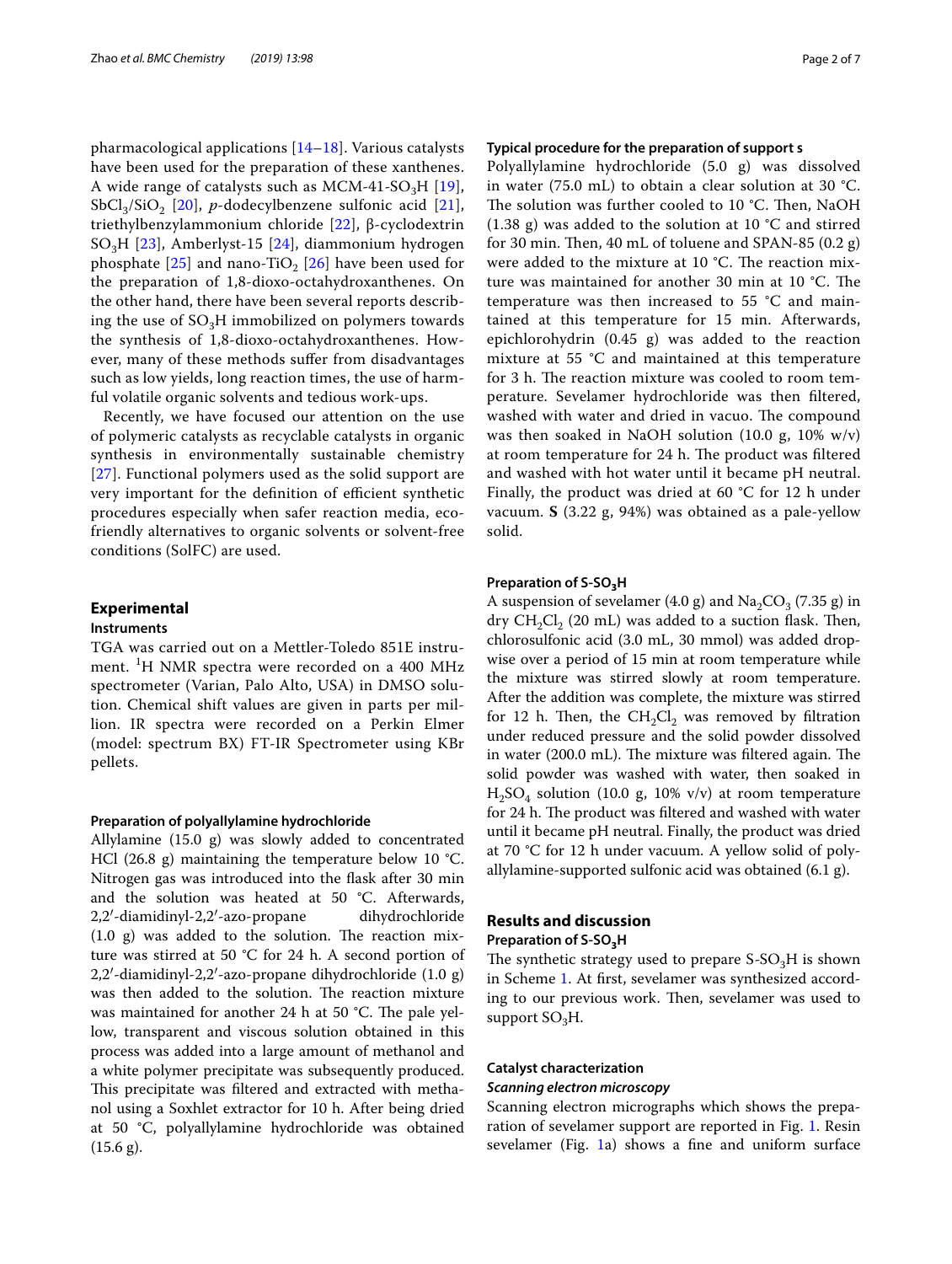pharmacological applications [14–18]. Various catalysts have been used for the preparation of these xanthenes. A wide range of catalysts such as MCM-41-$SO_3H$ [19], $SbCl_3/SiO_2$ [20], *p*-dodecylbenzene sulfonic acid [21], triethylbenzylammonium chloride [22], β-cyclodextrin $SO_3H$ [23], Amberlyst-15 [24], diammonium hydrogen phosphate [25] and nano-$TiO_2$ [26] have been used for the preparation of 1,8-dioxo-octahydroxanthenes. On the other hand, there have been several reports describing the use of $SO_3H$ immobilized on polymers towards the synthesis of 1,8-dioxo-octahydroxanthenes. However, many of these methods suffer from disadvantages such as low yields, long reaction times, the use of harmful volatile organic solvents and tedious work-ups.

Recently, we have focused our attention on the use of polymeric catalysts as recyclable catalysts in organic synthesis in environmentally sustainable chemistry [27]. Functional polymers used as the solid support are very important for the definition of efficient synthetic procedures especially when safer reaction media, eco-friendly alternatives to organic solvents or solvent-free conditions (SolFC) are used.

## Experimental

### Instruments

TGA was carried out on a Mettler-Toledo 851E instrument. $^1H$ NMR spectra were recorded on a 400 MHz spectrometer (Varian, Palo Alto, USA) in DMSO solution. Chemical shift values are given in parts per million. IR spectra were recorded on a Perkin Elmer (model: spectrum BX) FT-IR Spectrometer using KBr pellets.

### Preparation of polyallylamine hydrochloride

Allylamine (15.0 g) was slowly added to concentrated HCl (26.8 g) maintaining the temperature below 10 °C. Nitrogen gas was introduced into the flask after 30 min and the solution was heated at 50 °C. Afterwards, 2,2′-diamidinyl-2,2′-azo-propane dihydrochloride (1.0 g) was added to the solution. The reaction mixture was stirred at 50 °C for 24 h. A second portion of 2,2′-diamidinyl-2,2′-azo-propane dihydrochloride (1.0 g) was then added to the solution. The reaction mixture was maintained for another 24 h at 50 °C. The pale yellow, transparent and viscous solution obtained in this process was added into a large amount of methanol and a white polymer precipitate was subsequently produced. This precipitate was filtered and extracted with methanol using a Soxhlet extractor for 10 h. After being dried at 50 °C, polyallylamine hydrochloride was obtained (15.6 g).

### Typical procedure for the preparation of support s

Polyallylamine hydrochloride (5.0 g) was dissolved in water (75.0 mL) to obtain a clear solution at 30 °C. The solution was further cooled to 10 °C. Then, NaOH (1.38 g) was added to the solution at 10 °C and stirred for 30 min. Then, 40 mL of toluene and SPAN-85 (0.2 g) were added to the mixture at 10 °C. The reaction mixture was maintained for another 30 min at 10 °C. The temperature was then increased to 55 °C and maintained at this temperature for 15 min. Afterwards, epichlorohydrin (0.45 g) was added to the reaction mixture at 55 °C and maintained at this temperature for 3 h. The reaction mixture was cooled to room temperature. Sevelamer hydrochloride was then filtered, washed with water and dried in vacuo. The compound was then soaked in NaOH solution (10.0 g, 10% w/v) at room temperature for 24 h. The product was filtered and washed with hot water until it became pH neutral. Finally, the product was dried at 60 °C for 12 h under vacuum. **S** (3.22 g, 94%) was obtained as a pale-yellow solid.

### Preparation of S-$SO_3H$

A suspension of sevelamer (4.0 g) and $Na_2CO_3$ (7.35 g) in dry $CH_2Cl_2$ (20 mL) was added to a suction flask. Then, chlorosulfonic acid (3.0 mL, 30 mmol) was added dropwise over a period of 15 min at room temperature while the mixture was stirred slowly at room temperature. After the addition was complete, the mixture was stirred for 12 h. Then, the $CH_2Cl_2$ was removed by filtration under reduced pressure and the solid powder dissolved in water (200.0 mL). The mixture was filtered again. The solid powder was washed with water, then soaked in $H_2SO_4$ solution (10.0 g, 10% v/v) at room temperature for 24 h. The product was filtered and washed with water until it became pH neutral. Finally, the product was dried at 70 °C for 12 h under vacuum. A yellow solid of polyallylamine-supported sulfonic acid was obtained (6.1 g).

## Results and discussion

### Preparation of S-$SO_3H$

The synthetic strategy used to prepare S-$SO_3H$ is shown in Scheme 1. At first, sevelamer was synthesized according to our previous work. Then, sevelamer was used to support $SO_3H$.

### Catalyst characterization

#### *Scanning electron microscopy*

Scanning electron micrographs which shows the preparation of sevelamer support are reported in Fig. 1. Resin sevelamer (Fig. 1a) shows a fine and uniform surface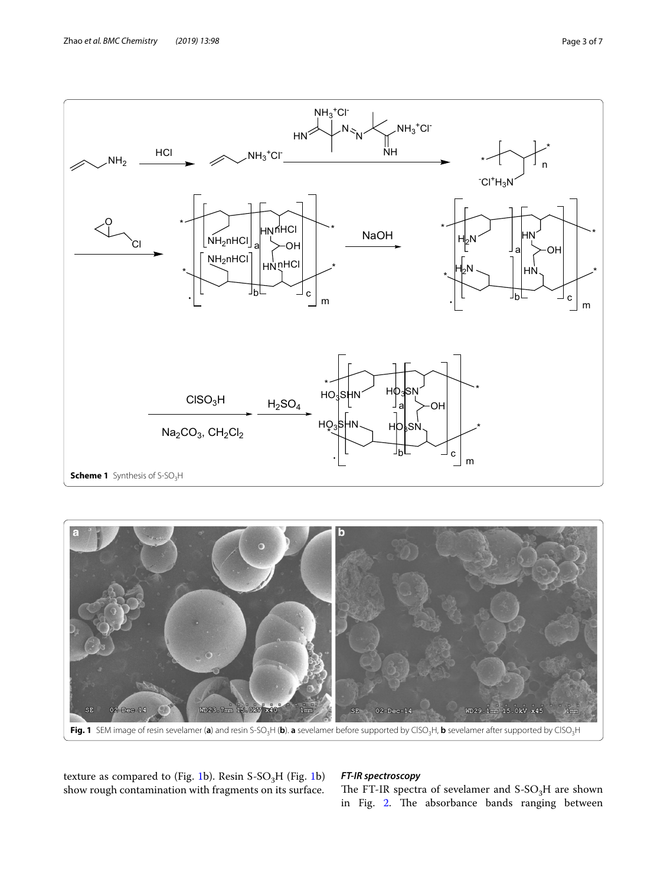**Scheme 1** Synthesis of S-$SO_3H$

**Fig. 1** SEM image of resin sevelamer (**a**) and resin S-$SO_3H$ (**b**). **a** sevelamer before supported by $ClSO_3H$, **b** sevelamer after supported by $ClSO_3H$

texture as compared to (Fig. 1b). Resin S-$SO_3H$ (Fig. 1b) show rough contamination with fragments on its surface.

### *FT-IR spectroscopy*

The FT-IR spectra of sevelamer and S-$SO_3H$ are shown in Fig. 2. The absorbance bands ranging between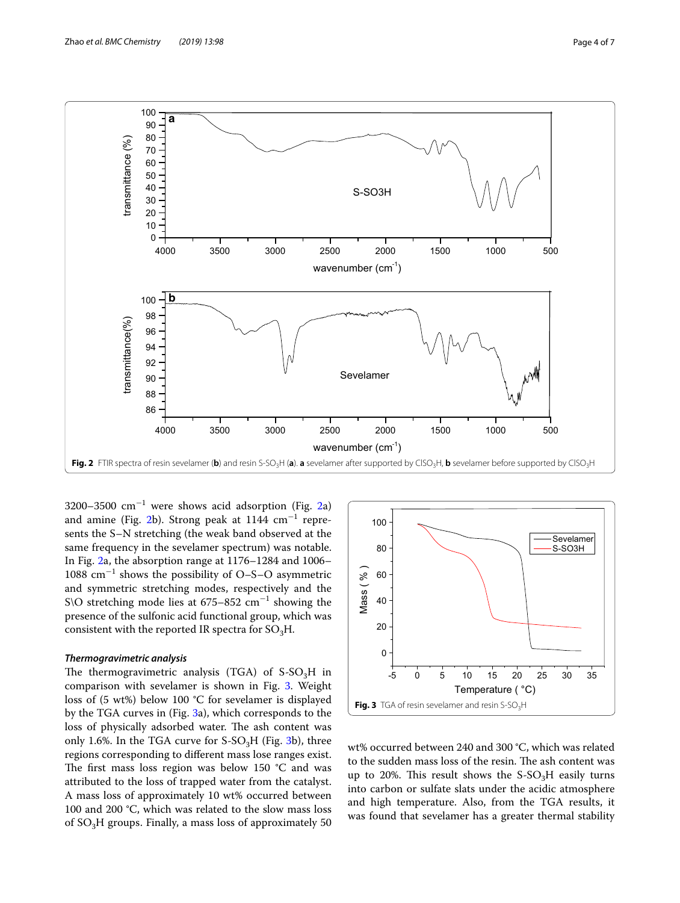Fig. 2 FTIR spectra of resin sevelamer (**b**) and resin S-$SO_3H$ (**a**). **a** sevelamer after supported by $ClSO_3H$, **b** sevelamer before supported by $ClSO_3H$

3200–3500 $cm^{-1}$ were shows acid adsorption (Fig. 2a) and amine (Fig. 2b). Strong peak at 1144 $cm^{-1}$ represents the S–N stretching (the weak band observed at the same frequency in the sevelamer spectrum) was notable. In Fig. 2a, the absorption range at 1176–1284 and 1006–1088 $cm^{-1}$ shows the possibility of O–S–O asymmetric and symmetric stretching modes, respectively and the S\O stretching mode lies at 675–852 $cm^{-1}$ showing the presence of the sulfonic acid functional group, which was consistent with the reported IR spectra for $SO_3H$.

#### *Thermogravimetric analysis*

The thermogravimetric analysis (TGA) of S-$SO_3H$ in comparison with sevelamer is shown in Fig. 3. Weight loss of (5 wt%) below 100 °C for sevelamer is displayed by the TGA curves in (Fig. 3a), which corresponds to the loss of physically adsorbed water. The ash content was only 1.6%. In the TGA curve for S-$SO_3H$ (Fig. 3b), three regions corresponding to different mass lose ranges exist. The first mass loss region was below 150 °C and was attributed to the loss of trapped water from the catalyst. A mass loss of approximately 10 wt% occurred between 100 and 200 °C, which was related to the slow mass loss of $SO_3H$ groups. Finally, a mass loss of approximately 50 wt% occurred between 240 and 300 °C, which was related to the sudden mass loss of the resin. The ash content was up to 20%. This result shows the S-$SO_3H$ easily turns into carbon or sulfate slats under the acidic atmosphere and high temperature. Also, from the TGA results, it was found that sevelamer has a greater thermal stability

Fig. 3 TGA of resin sevelamer and resin S-$SO_3H$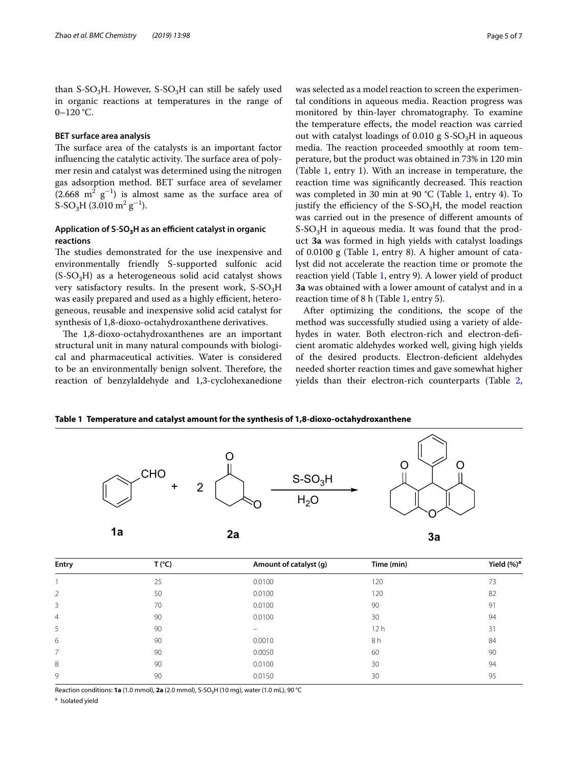than S-$SO_3$H. However, S-$SO_3$H can still be safely used in organic reactions at temperatures in the range of 0–120 °C.

### BET surface area analysis

The surface area of the catalysts is an important factor influencing the catalytic activity. The surface area of polymer resin and catalyst was determined using the nitrogen gas adsorption method. BET surface area of sevelamer (2.668 $m^2$ $g^{-1}$) is almost same as the surface area of S-$SO_3$H (3.010 $m^2$ $g^{-1}$).

### Application of S-$SO_3$H as an efficient catalyst in organic reactions

The studies demonstrated for the use inexpensive and environmentally friendly S-supported sulfonic acid (S-$SO_3$H) as a heterogeneous solid acid catalyst shows very satisfactory results. In the present work, S-$SO_3$H was easily prepared and used as a highly efficient, heterogeneous, reusable and inexpensive solid acid catalyst for synthesis of 1,8-dioxo-octahydroxanthene derivatives.

The 1,8-dioxo-octahydroxanthenes are an important structural unit in many natural compounds with biological and pharmaceutical activities. Water is considered to be an environmentally benign solvent. Therefore, the reaction of benzylaldehyde and 1,3-cyclohexanedione was selected as a model reaction to screen the experimental conditions in aqueous media. Reaction progress was monitored by thin-layer chromatography. To examine the temperature effects, the model reaction was carried out with catalyst loadings of 0.010 g S-$SO_3$H in aqueous media. The reaction proceeded smoothly at room temperature, but the product was obtained in 73% in 120 min (Table 1, entry 1). With an increase in temperature, the reaction time was significantly decreased. This reaction was completed in 30 min at 90 °C (Table 1, entry 4). To justify the efficiency of the S-$SO_3$H, the model reaction was carried out in the presence of different amounts of S-$SO_3$H in aqueous media. It was found that the product **3a** was formed in high yields with catalyst loadings of 0.0100 g (Table 1, entry 8). A higher amount of catalyst did not accelerate the reaction time or promote the reaction yield (Table 1, entry 9). A lower yield of product **3a** was obtained with a lower amount of catalyst and in a reaction time of 8 h (Table 1, entry 5).

After optimizing the conditions, the scope of the method was successfully studied using a variety of aldehydes in water. Both electron-rich and electron-deficient aromatic aldehydes worked well, giving high yields of the desired products. Electron-deficient aldehydes needed shorter reaction times and gave somewhat higher yields than their electron-rich counterparts (Table 2,

**Table 1 Temperature and catalyst amount for the synthesis of 1,8-dioxo-octahydroxanthene**

**1a** + 2 **2a** $\xrightarrow[H_2O]{S\text{-}SO_3H}$ **3a**

| Entry | T (°C) | Amount of catalyst (g) | Time (min) | Yield (%)[a] |
|---|---|---|---|---|
| 1 | 25 | 0.0100 | 120 | 73 |
| 2 | 50 | 0.0100 | 120 | 82 |
| 3 | 70 | 0.0100 | 90 | 91 |
| 4 | 90 | 0.0100 | 30 | 94 |
| 5 | 90 | – | 12 h | 31 |
| 6 | 90 | 0.0010 | 8 h | 84 |
| 7 | 90 | 0.0050 | 60 | 90 |
| 8 | 90 | 0.0100 | 30 | 94 |
| 9 | 90 | 0.0150 | 30 | 95 |

Reaction conditions: **1a** (1.0 mmol), **2a** (2.0 mmol), S-$SO_3$H (10 mg), water (1.0 mL), 90 °C

[a] Isolated yield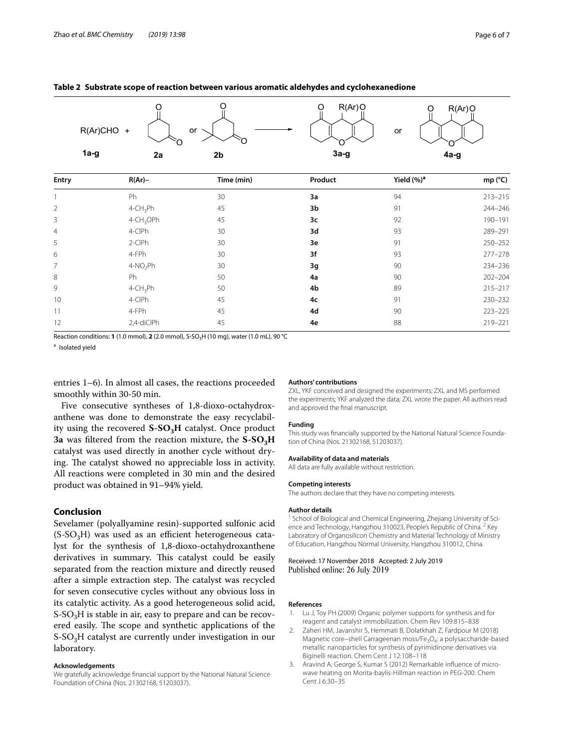**Table 2 Substrate scope of reaction between various aromatic aldehydes and cyclohexanedione**

R(Ar)CHO (**1a-g**) + **2a** or **2b** → **3a-g** or **4a-g**

| Entry | R(Ar)– | Time (min) | Product | Yield (%)[a] | mp (°C) |
|---|---|---|---|---|---|
| 1 | Ph | 30 | **3a** | 94 | 213–215 |
| 2 | 4-$CH_3$Ph | 45 | **3b** | 91 | 244–246 |
| 3 | 4-$CH_3$OPh | 45 | **3c** | 92 | 190–191 |
| 4 | 4-ClPh | 30 | **3d** | 93 | 289–291 |
| 5 | 2-ClPh | 30 | **3e** | 91 | 250–252 |
| 6 | 4-FPh | 30 | **3f** | 93 | 277–278 |
| 7 | 4-$NO_2$Ph | 30 | **3g** | 90 | 234–236 |
| 8 | Ph | 50 | **4a** | 90 | 202–204 |
| 9 | 4-$CH_3$Ph | 50 | **4b** | 89 | 215–217 |
| 10 | 4-ClPh | 45 | **4c** | 91 | 230–232 |
| 11 | 4-FPh | 45 | **4d** | 90 | 223–225 |
| 12 | 2,4-diClPh | 45 | **4e** | 88 | 219–221 |

Reaction conditions: **1** (1.0 mmol), **2** (2.0 mmol), S-$SO_3$H (10 mg), water (1.0 mL), 90 °C

[a] Isolated yield

entries 1–6). In almost all cases, the reactions proceeded smoothly within 30-50 min.

Five consecutive syntheses of 1,8-dioxo-octahydroxanthene was done to demonstrate the easy recyclability using the recovered **S-$SO_3$H** catalyst. Once product **3a** was filtered from the reaction mixture, the **S-$SO_3$H** catalyst was used directly in another cycle without drying. The catalyst showed no appreciable loss in activity. All reactions were completed in 30 min and the desired product was obtained in 91–94% yield.

## Conclusion

Sevelamer (polyallyamine resin)-supported sulfonic acid (S-$SO_3$H) was used as an efficient heterogeneous catalyst for the synthesis of 1,8-dioxo-octahydroxanthene derivatives in summary. This catalyst could be easily separated from the reaction mixture and directly reused after a simple extraction step. The catalyst was recycled for seven consecutive cycles without any obvious loss in its catalytic activity. As a good heterogeneous solid acid, S-$SO_3$H is stable in air, easy to prepare and can be recovered easily. The scope and synthetic applications of the S-$SO_3$H catalyst are currently under investigation in our laboratory.

#### Acknowledgements

We gratefully acknowledge financial support by the National Natural Science Foundation of China (Nos. 21302168, 51203037).

#### Authors' contributions

ZXL, YKF conceived and designed the experiments; ZXL and MS performed the experiments; YKF analyzed the data; ZXL wrote the paper. All authors read and approved the final manuscript.

#### Funding

This study was financially supported by the National Natural Science Foundation of China (Nos. 21302168, 51203037).

#### Availability of data and materials

All data are fully available without restriction.

#### Competing interests

The authors declare that they have no competing interests.

#### Author details

[1] School of Biological and Chemical Engineering, Zhejiang University of Science and Technology, Hangzhou 310023, People's Republic of China. [2] Key Laboratory of Organosilicon Chemistry and Material Technology of Ministry of Education, Hangzhou Normal University, Hangzhou 310012, China.

Received: 17 November 2018 Accepted: 2 July 2019
Published online: 26 July 2019

#### References

1. Lu J, Toy PH (2009) Organic polymer supports for synthesis and for reagent and catalyst immobilization. Chem Rev 109:815–838
2. Zaheri HM, Javanshir S, Hemmati B, Dolatkhah Z, Fardpour M (2018) Magnetic core–shell Carrageenan moss/$Fe_3O_4$: a polysaccharide-based metallic nanoparticles for synthesis of pyrimidinone derivatives via Biginelli reaction. Chem Cent J 12:108–118
3. Aravind A, George S, Kumar S (2012) Remarkable influence of microwave heating on Morita-baylis-Hillman reaction in PEG-200. Chem Cent J 6:30–35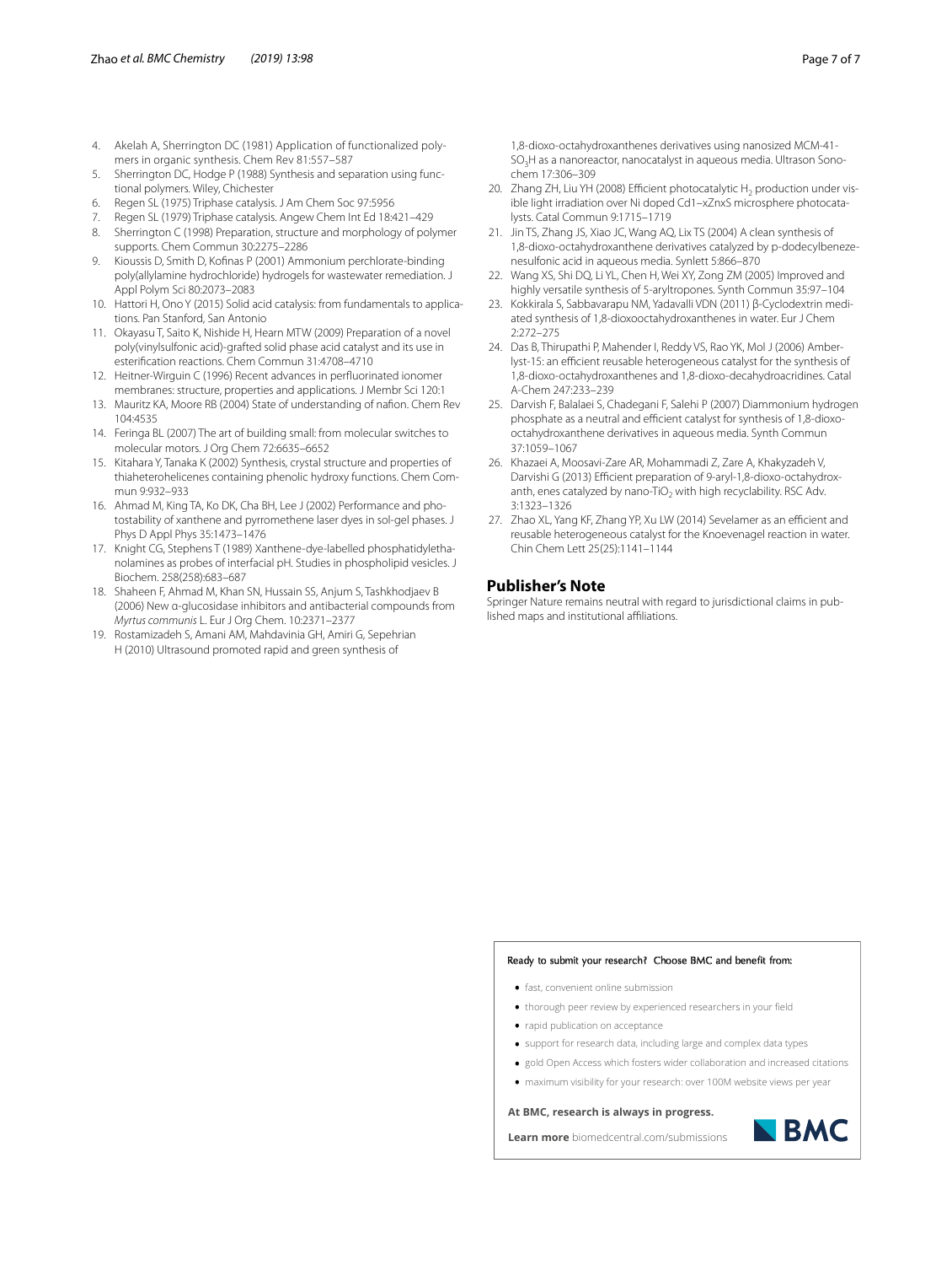4. Akelah A, Sherrington DC (1981) Application of functionalized polymers in organic synthesis. Chem Rev 81:557–587
5. Sherrington DC, Hodge P (1988) Synthesis and separation using functional polymers. Wiley, Chichester
6. Regen SL (1975) Triphase catalysis. J Am Chem Soc 97:5956
7. Regen SL (1979) Triphase catalysis. Angew Chem Int Ed 18:421–429
8. Sherrington C (1998) Preparation, structure and morphology of polymer supports. Chem Commun 30:2275–2286
9. Kioussis D, Smith D, Kofinas P (2001) Ammonium perchlorate-binding poly(allylamine hydrochloride) hydrogels for wastewater remediation. J Appl Polym Sci 80:2073–2083
10. Hattori H, Ono Y (2015) Solid acid catalysis: from fundamentals to applications. Pan Stanford, San Antonio
11. Okayasu T, Saito K, Nishide H, Hearn MTW (2009) Preparation of a novel poly(vinylsulfonic acid)-grafted solid phase acid catalyst and its use in esterification reactions. Chem Commun 31:4708–4710
12. Heitner-Wirguin C (1996) Recent advances in perfluorinated ionomer membranes: structure, properties and applications. J Membr Sci 120:1
13. Mauritz KA, Moore RB (2004) State of understanding of nafion. Chem Rev 104:4535
14. Feringa BL (2007) The art of building small: from molecular switches to molecular motors. J Org Chem 72:6635–6652
15. Kitahara Y, Tanaka K (2002) Synthesis, crystal structure and properties of thiaheterohelicenes containing phenolic hydroxy functions. Chem Commun 9:932–933
16. Ahmad M, King TA, Ko DK, Cha BH, Lee J (2002) Performance and photostability of xanthene and pyrromethene laser dyes in sol-gel phases. J Phys D Appl Phys 35:1473–1476
17. Knight CG, Stephens T (1989) Xanthene-dye-labelled phosphatidylethanolamines as probes of interfacial pH. Studies in phospholipid vesicles. J Biochem. 258(258):683–687
18. Shaheen F, Ahmad M, Khan SN, Hussain SS, Anjum S, Tashkhodjaev B (2006) New α-glucosidase inhibitors and antibacterial compounds from *Myrtus communis* L. Eur J Org Chem. 10:2371–2377
19. Rostamizadeh S, Amani AM, Mahdavinia GH, Amiri G, Sepehrian H (2010) Ultrasound promoted rapid and green synthesis of 1,8-dioxo-octahydroxanthenes derivatives using nanosized MCM-41-$SO_3H$ as a nanoreactor, nanocatalyst in aqueous media. Ultrason Sonochem 17:306–309
20. Zhang ZH, Liu YH (2008) Efficient photocatalytic $H_2$ production under visible light irradiation over Ni doped Cd1−xZnxS microsphere photocatalysts. Catal Commun 9:1715–1719
21. Jin TS, Zhang JS, Xiao JC, Wang AQ, Lix TS (2004) A clean synthesis of 1,8-dioxo-octahydroxanthene derivatives catalyzed by p-dodecylbenezenesulfonic acid in aqueous media. Synlett 5:866–870
22. Wang XS, Shi DQ, Li YL, Chen H, Wei XY, Zong ZM (2005) Improved and highly versatile synthesis of 5-aryltropones. Synth Commun 35:97–104
23. Kokkirala S, Sabbavarapu NM, Yadavalli VDN (2011) β-Cyclodextrin mediated synthesis of 1,8-dioxooctahydroxanthenes in water. Eur J Chem 2:272–275
24. Das B, Thirupathi P, Mahender I, Reddy VS, Rao YK, Mol J (2006) Amberlyst-15: an efficient reusable heterogeneous catalyst for the synthesis of 1,8-dioxo-octahydroxanthenes and 1,8-dioxo-decahydroacridines. Catal A-Chem 247:233–239
25. Darvish F, Balalaei S, Chadegani F, Salehi P (2007) Diammonium hydrogen phosphate as a neutral and efficient catalyst for synthesis of 1,8-dioxo-octahydroxanthene derivatives in aqueous media. Synth Commun 37:1059–1067
26. Khazaei A, Moosavi-Zare AR, Mohammadi Z, Zare A, Khakyzadeh V, Darvishi G (2013) Efficient preparation of 9-aryl-1,8-dioxo-octahydroxanth, enes catalyzed by nano-$TiO_2$ with high recyclability. RSC Adv. 3:1323–1326
27. Zhao XL, Yang KF, Zhang YP, Xu LW (2014) Sevelamer as an efficient and reusable heterogeneous catalyst for the Knoevenagel reaction in water. Chin Chem Lett 25(25):1141–1144

## Publisher's Note

Springer Nature remains neutral with regard to jurisdictional claims in published maps and institutional affiliations.

Ready to submit your research? Choose BMC and benefit from:

- fast, convenient online submission
- thorough peer review by experienced researchers in your field
- rapid publication on acceptance
- support for research data, including large and complex data types
- gold Open Access which fosters wider collaboration and increased citations
- maximum visibility for your research: over 100M website views per year

**At BMC, research is always in progress.**

**Learn more** biomedcentral.com/submissions

BMC